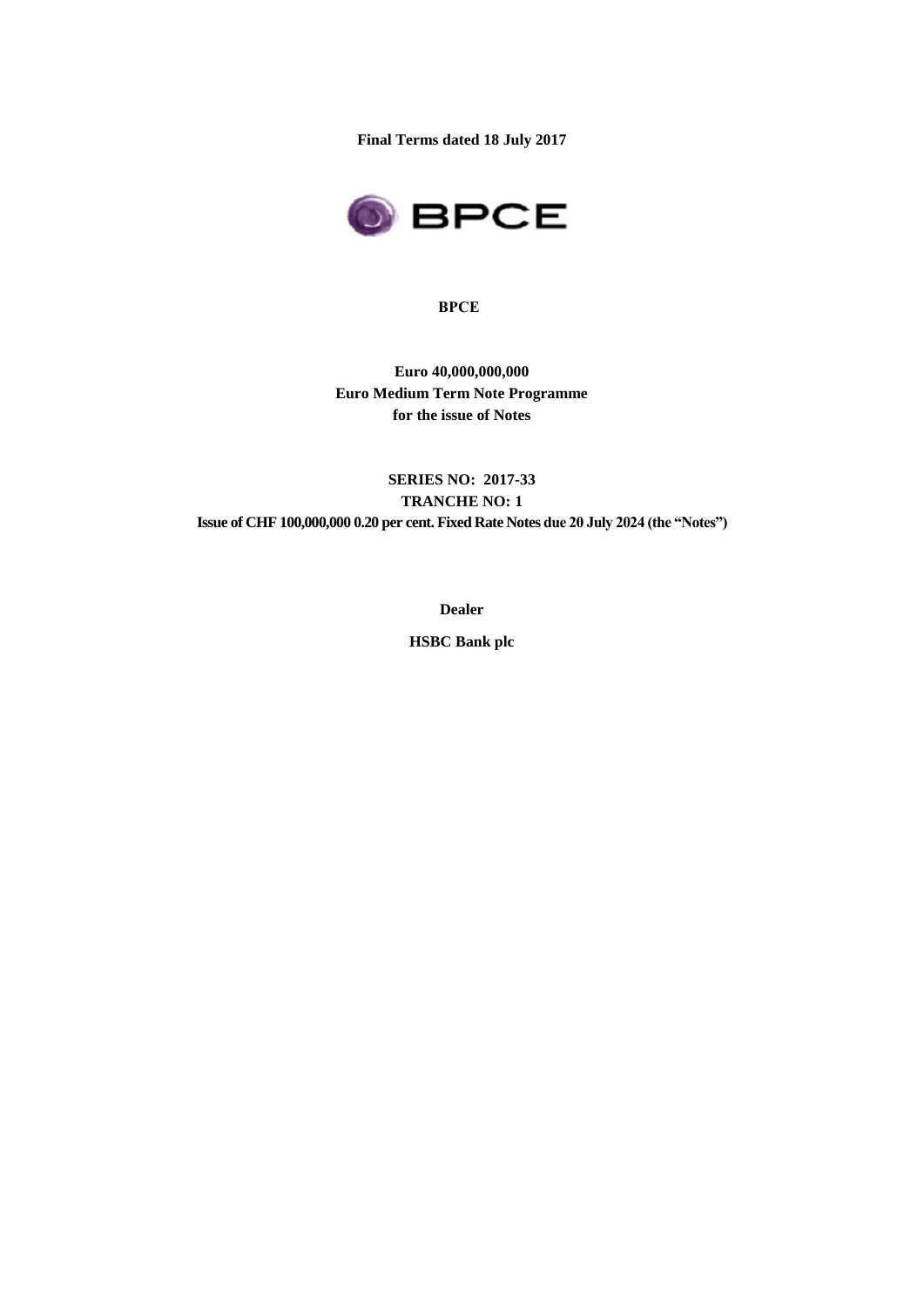**Final Terms dated 18 July 2017**

**BPCE**

**Euro 40,000,000,000**
**Euro Medium Term Note Programme**
**for the issue of Notes**

**SERIES NO: 2017-33**
**TRANCHE NO: 1**
**Issue of CHF 100,000,000 0.20 per cent. Fixed Rate Notes due 20 July 2024 (the "Notes")**

**Dealer**

**HSBC Bank plc**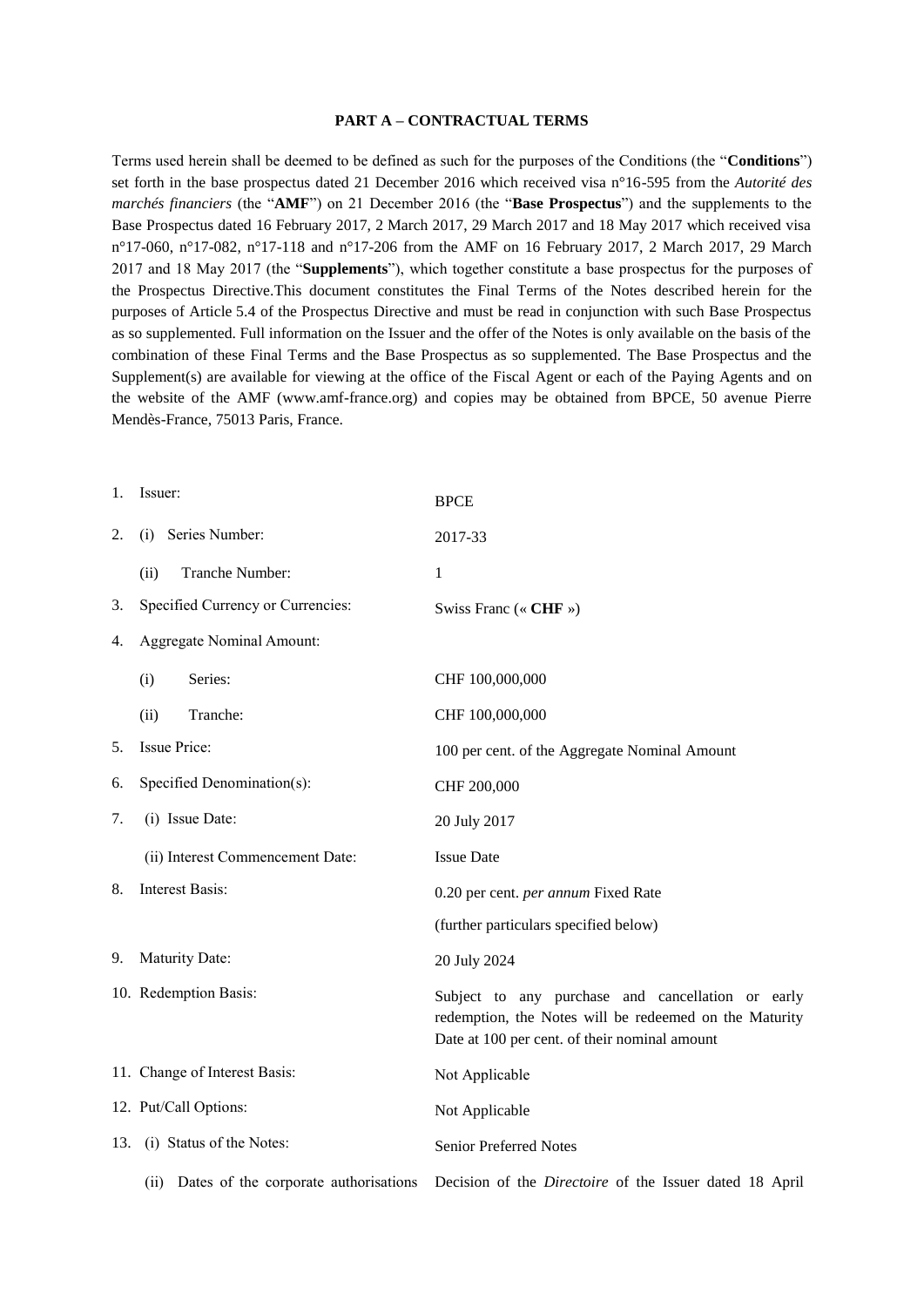**PART A – CONTRACTUAL TERMS**

Terms used herein shall be deemed to be defined as such for the purposes of the Conditions (the "**Conditions**") set forth in the base prospectus dated 21 December 2016 which received visa n°16-595 from the *Autorité des marchés financiers* (the "**AMF**") on 21 December 2016 (the "**Base Prospectus**") and the supplements to the Base Prospectus dated 16 February 2017, 2 March 2017, 29 March 2017 and 18 May 2017 which received visa n°17-060, n°17-082, n°17-118 and n°17-206 from the AMF on 16 February 2017, 2 March 2017, 29 March 2017 and 18 May 2017 (the "**Supplements**"), which together constitute a base prospectus for the purposes of the Prospectus Directive.This document constitutes the Final Terms of the Notes described herein for the purposes of Article 5.4 of the Prospectus Directive and must be read in conjunction with such Base Prospectus as so supplemented. Full information on the Issuer and the offer of the Notes is only available on the basis of the combination of these Final Terms and the Base Prospectus as so supplemented. The Base Prospectus and the Supplement(s) are available for viewing at the office of the Fiscal Agent or each of the Paying Agents and on the website of the AMF (www.amf-france.org) and copies may be obtained from BPCE, 50 avenue Pierre Mendès-France, 75013 Paris, France.

| | |
|---|---|
| 1. Issuer: | BPCE |
| 2. (i) Series Number: | 2017-33 |
| (ii) Tranche Number: | 1 |
| 3. Specified Currency or Currencies: | Swiss Franc (« **CHF** ») |
| 4. Aggregate Nominal Amount: | |
| (i) Series: | CHF 100,000,000 |
| (ii) Tranche: | CHF 100,000,000 |
| 5. Issue Price: | 100 per cent. of the Aggregate Nominal Amount |
| 6. Specified Denomination(s): | CHF 200,000 |
| 7. (i) Issue Date: | 20 July 2017 |
| (ii) Interest Commencement Date: | Issue Date |
| 8. Interest Basis: | 0.20 per cent. *per annum* Fixed Rate<br>(further particulars specified below) |
| 9. Maturity Date: | 20 July 2024 |
| 10. Redemption Basis: | Subject to any purchase and cancellation or early redemption, the Notes will be redeemed on the Maturity Date at 100 per cent. of their nominal amount |
| 11. Change of Interest Basis: | Not Applicable |
| 12. Put/Call Options: | Not Applicable |
| 13. (i) Status of the Notes: | Senior Preferred Notes |
| (ii) Dates of the corporate authorisations | Decision of the *Directoire* of the Issuer dated 18 April |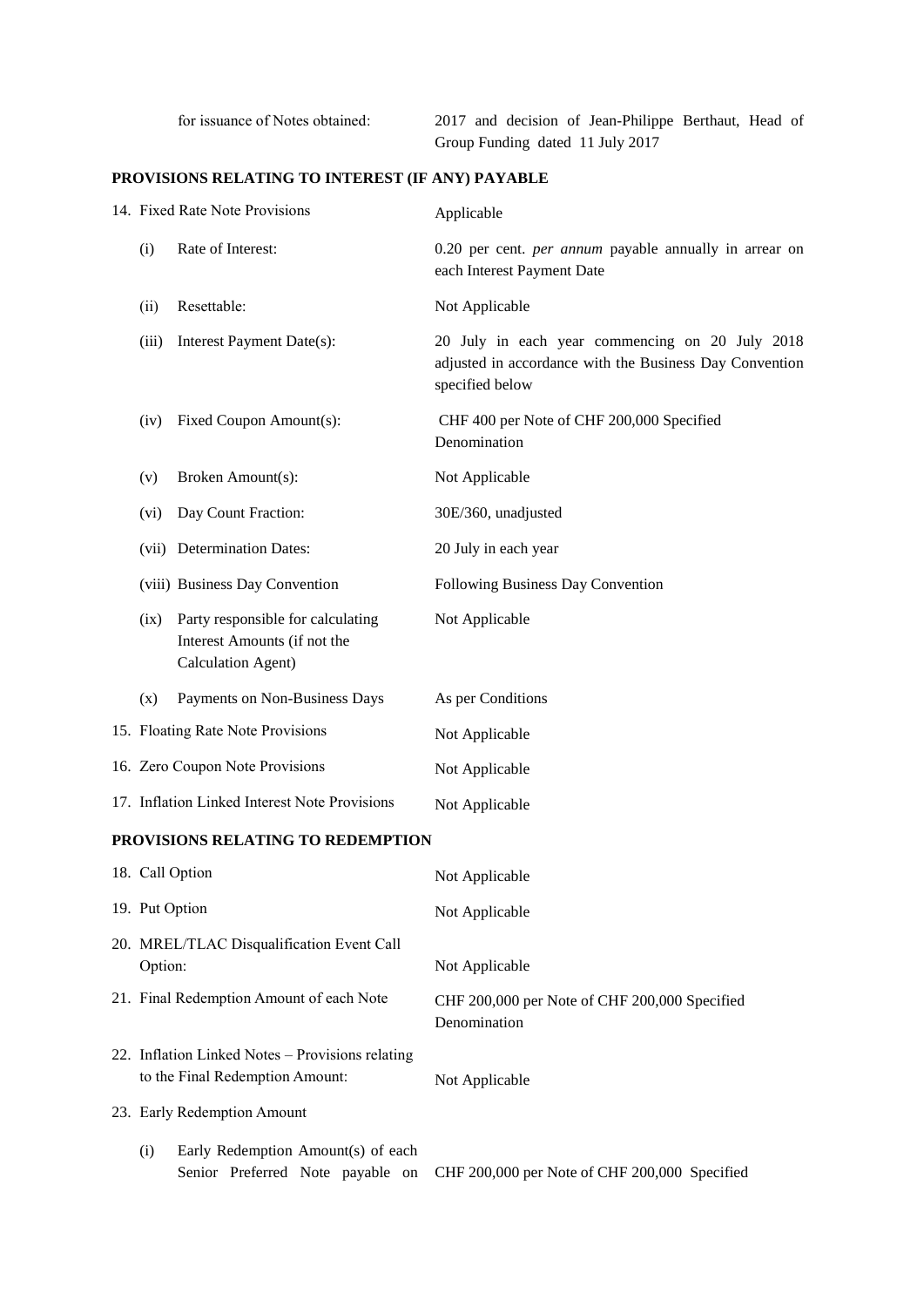| | |
|---|---|
| for issuance of Notes obtained: | 2017 and decision of Jean-Philippe Berthaut, Head of Group Funding dated 11 July 2017 |

**PROVISIONS RELATING TO INTEREST (IF ANY) PAYABLE**

| | |
|---|---|
| 14. Fixed Rate Note Provisions | Applicable |
| (i) Rate of Interest: | 0.20 per cent. *per annum* payable annually in arrear on each Interest Payment Date |
| (ii) Resettable: | Not Applicable |
| (iii) Interest Payment Date(s): | 20 July in each year commencing on 20 July 2018 adjusted in accordance with the Business Day Convention specified below |
| (iv) Fixed Coupon Amount(s): | CHF 400 per Note of CHF 200,000 Specified Denomination |
| (v) Broken Amount(s): | Not Applicable |
| (vi) Day Count Fraction: | 30E/360, unadjusted |
| (vii) Determination Dates: | 20 July in each year |
| (viii) Business Day Convention | Following Business Day Convention |
| (ix) Party responsible for calculating Interest Amounts (if not the Calculation Agent) | Not Applicable |
| (x) Payments on Non-Business Days | As per Conditions |
| 15. Floating Rate Note Provisions | Not Applicable |
| 16. Zero Coupon Note Provisions | Not Applicable |
| 17. Inflation Linked Interest Note Provisions | Not Applicable |

**PROVISIONS RELATING TO REDEMPTION**

| | |
|---|---|
| 18. Call Option | Not Applicable |
| 19. Put Option | Not Applicable |
| 20. MREL/TLAC Disqualification Event Call Option: | Not Applicable |
| 21. Final Redemption Amount of each Note | CHF 200,000 per Note of CHF 200,000 Specified Denomination |
| 22. Inflation Linked Notes – Provisions relating to the Final Redemption Amount: | Not Applicable |
| 23. Early Redemption Amount | |
| (i) Early Redemption Amount(s) of each Senior Preferred Note payable on | CHF 200,000 per Note of CHF 200,000 Specified |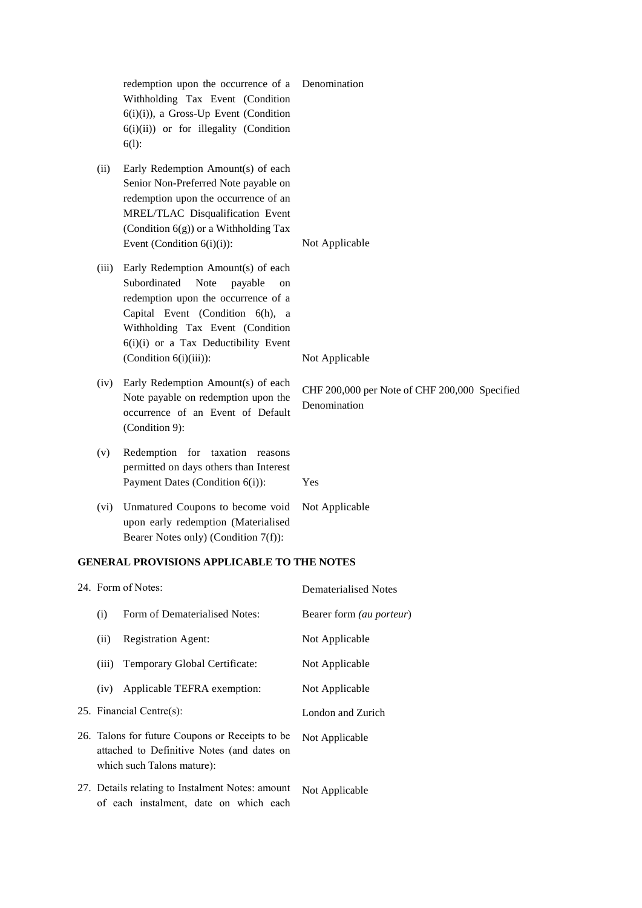| | | |
|---|---|---|
| | redemption upon the occurrence of a Withholding Tax Event (Condition 6(i)(i)), a Gross-Up Event (Condition 6(i)(ii)) or for illegality (Condition 6(l): | Denomination |
| (ii) | Early Redemption Amount(s) of each Senior Non-Preferred Note payable on redemption upon the occurrence of an MREL/TLAC Disqualification Event (Condition 6(g)) or a Withholding Tax Event (Condition 6(i)(i)): | Not Applicable |
| (iii) | Early Redemption Amount(s) of each Subordinated Note payable on redemption upon the occurrence of a Capital Event (Condition 6(h), a Withholding Tax Event (Condition 6(i)(i) or a Tax Deductibility Event (Condition 6(i)(iii)): | Not Applicable |
| (iv) | Early Redemption Amount(s) of each Note payable on redemption upon the occurrence of an Event of Default (Condition 9): | CHF 200,000 per Note of CHF 200,000 Specified Denomination |
| (v) | Redemption for taxation reasons permitted on days others than Interest Payment Dates (Condition 6(i)): | Yes |
| (vi) | Unmatured Coupons to become void upon early redemption (Materialised Bearer Notes only) (Condition 7(f)): | Not Applicable |

**GENERAL PROVISIONS APPLICABLE TO THE NOTES**

| | | |
|---|---|---|
| 24. | Form of Notes: | Dematerialised Notes |
| (i) | Form of Dematerialised Notes: | Bearer form *(au porteur*) |
| (ii) | Registration Agent: | Not Applicable |
| (iii) | Temporary Global Certificate: | Not Applicable |
| (iv) | Applicable TEFRA exemption: | Not Applicable |
| 25. | Financial Centre(s): | London and Zurich |
| 26. | Talons for future Coupons or Receipts to be attached to Definitive Notes (and dates on which such Talons mature): | Not Applicable |
| 27. | Details relating to Instalment Notes: amount of each instalment, date on which each | Not Applicable |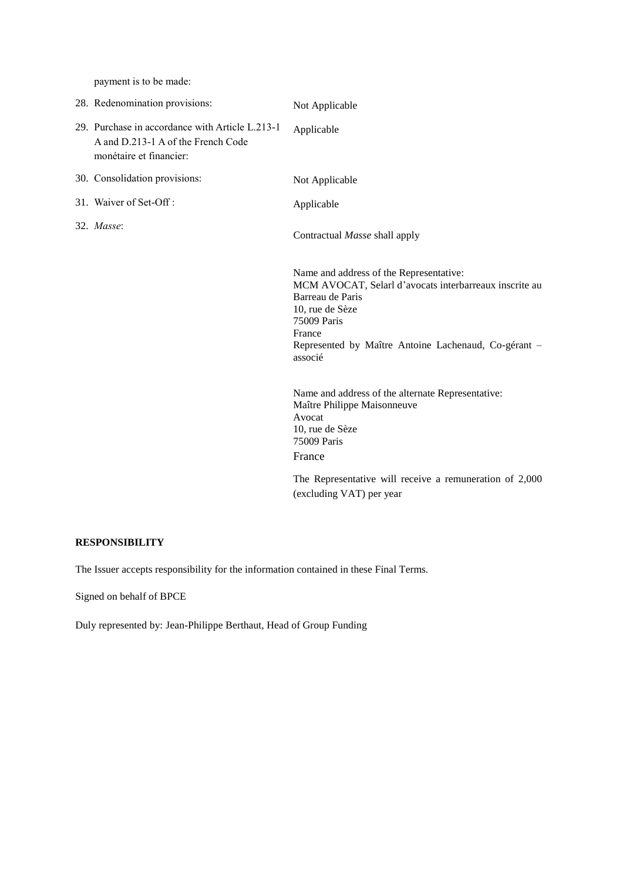payment is to be made:

| | |
|---|---|
| 28. Redenomination provisions: | Not Applicable |
| 29. Purchase in accordance with Article L.213-1 A and D.213-1 A of the French Code monétaire et financier: | Applicable |
| 30. Consolidation provisions: | Not Applicable |
| 31. Waiver of Set-Off : | Applicable |
| 32. *Masse*: | Contractual *Masse* shall apply<br><br>Name and address of the Representative:<br>MCM AVOCAT, Selarl d'avocats interbarreaux inscrite au Barreau de Paris<br>10, rue de Sèze<br>75009 Paris<br>France<br>Represented by Maître Antoine Lachenaud, Co-gérant – associé<br><br>Name and address of the alternate Representative:<br>Maître Philippe Maisonneuve<br>Avocat<br>10, rue de Sèze<br>75009 Paris<br>France<br><br>The Representative will receive a remuneration of 2,000 (excluding VAT) per year |

**RESPONSIBILITY**

The Issuer accepts responsibility for the information contained in these Final Terms.

Signed on behalf of BPCE

Duly represented by: Jean-Philippe Berthaut, Head of Group Funding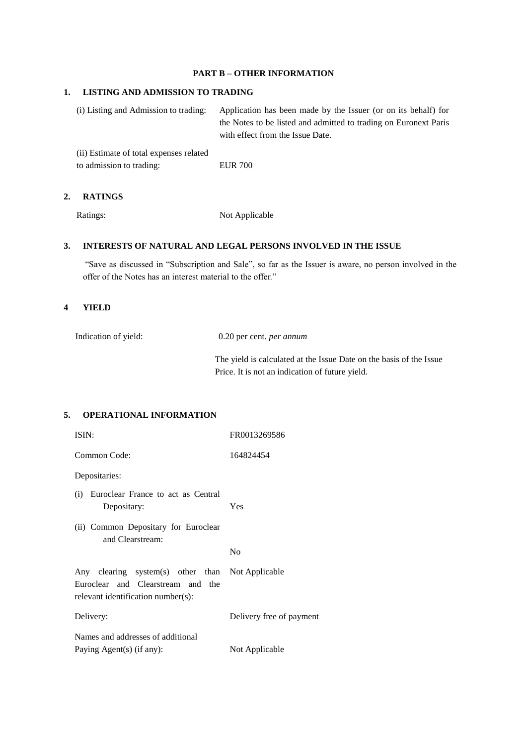## PART B – OTHER INFORMATION

### 1. LISTING AND ADMISSION TO TRADING

| | |
|---|---|
| (i) Listing and Admission to trading: | Application has been made by the Issuer (or on its behalf) for the Notes to be listed and admitted to trading on Euronext Paris with effect from the Issue Date. |
| (ii) Estimate of total expenses related to admission to trading: | EUR 700 |

### 2. RATINGS

| | |
|---|---|
| Ratings: | Not Applicable |

### 3. INTERESTS OF NATURAL AND LEGAL PERSONS INVOLVED IN THE ISSUE

"Save as discussed in "Subscription and Sale", so far as the Issuer is aware, no person involved in the offer of the Notes has an interest material to the offer."

### 4 YIELD

| | |
|---|---|
| Indication of yield: | 0.20 per cent. *per annum*<br><br>The yield is calculated at the Issue Date on the basis of the Issue Price. It is not an indication of future yield. |

### 5. OPERATIONAL INFORMATION

| | |
|---|---|
| ISIN: | FR0013269586 |
| Common Code: | 164824454 |
| Depositaries: | |
| (i) Euroclear France to act as Central Depositary: | Yes |
| (ii) Common Depositary for Euroclear and Clearstream: | No |
| Any clearing system(s) other than Euroclear and Clearstream and the relevant identification number(s): | Not Applicable |
| Delivery: | Delivery free of payment |
| Names and addresses of additional Paying Agent(s) (if any): | Not Applicable |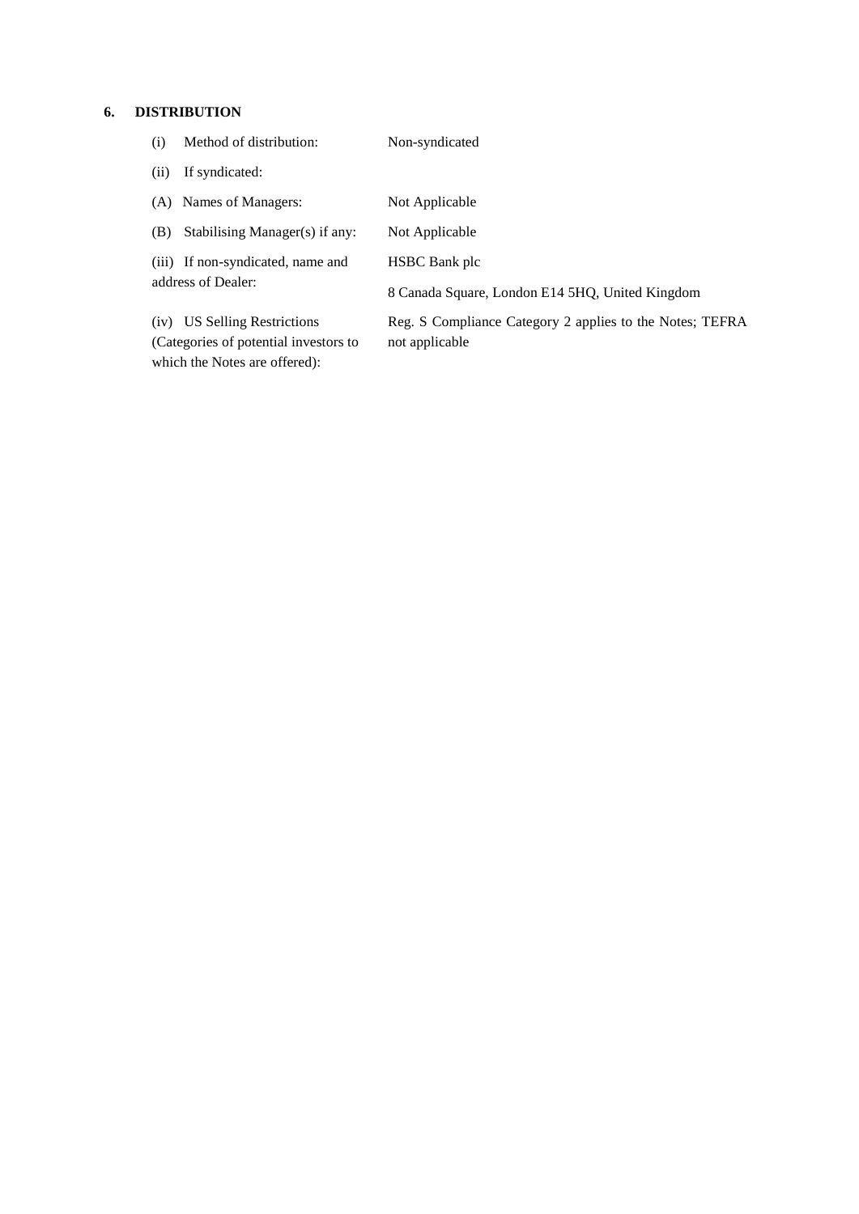## 6. DISTRIBUTION

| | |
|---|---|
| (i) Method of distribution: | Non-syndicated |
| (ii) If syndicated: | |
| (A) Names of Managers: | Not Applicable |
| (B) Stabilising Manager(s) if any: | Not Applicable |
| (iii) If non-syndicated, name and address of Dealer: | HSBC Bank plc<br><br>8 Canada Square, London E14 5HQ, United Kingdom |
| (iv) US Selling Restrictions (Categories of potential investors to which the Notes are offered): | Reg. S Compliance Category 2 applies to the Notes; TEFRA not applicable |